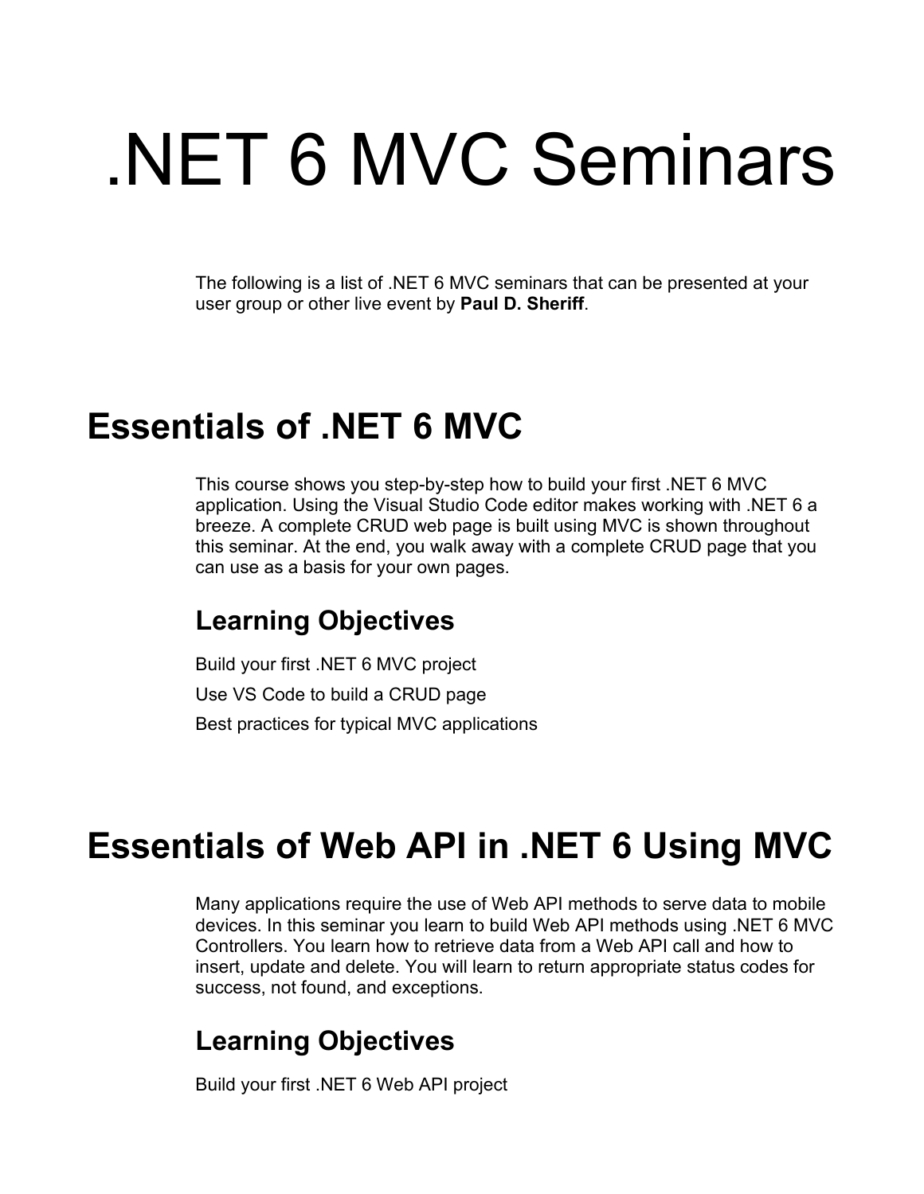# .NET 6 MVC Seminars

The following is a list of .NET 6 MVC seminars that can be presented at your user group or other live event by **Paul D. Sheriff**.

## Essentials of .NET 6 MVC

This course shows you step-by-step how to build your first .NET 6 MVC application. Using the Visual Studio Code editor makes working with .NET 6 a breeze. A complete CRUD web page is built using MVC is shown throughout this seminar. At the end, you walk away with a complete CRUD page that you can use as a basis for your own pages.

### Learning Objectives

Build your first .NET 6 MVC project

Use VS Code to build a CRUD page

Best practices for typical MVC applications

## Essentials of Web API in .NET 6 Using MVC

Many applications require the use of Web API methods to serve data to mobile devices. In this seminar you learn to build Web API methods using .NET 6 MVC Controllers. You learn how to retrieve data from a Web API call and how to insert, update and delete. You will learn to return appropriate status codes for success, not found, and exceptions.

### Learning Objectives

Build your first .NET 6 Web API project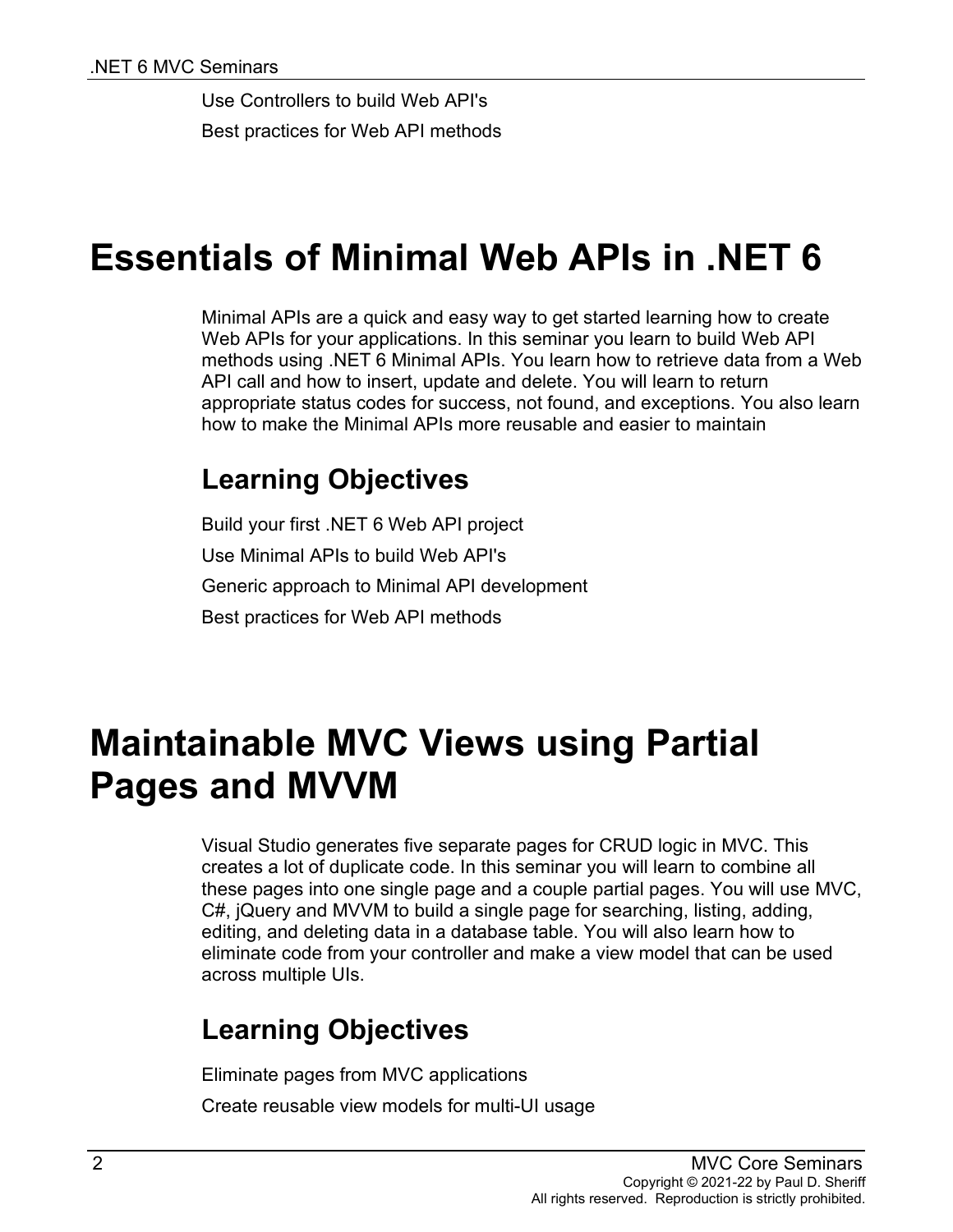Use Controllers to build Web API's

Best practices for Web API methods

# Essentials of Minimal Web APIs in .NET 6

Minimal APIs are a quick and easy way to get started learning how to create Web APIs for your applications. In this seminar you learn to build Web API methods using .NET 6 Minimal APIs. You learn how to retrieve data from a Web API call and how to insert, update and delete. You will learn to return appropriate status codes for success, not found, and exceptions. You also learn how to make the Minimal APIs more reusable and easier to maintain

## Learning Objectives

Build your first .NET 6 Web API project

Use Minimal APIs to build Web API's

Generic approach to Minimal API development

Best practices for Web API methods

# Maintainable MVC Views using Partial Pages and MVVM

Visual Studio generates five separate pages for CRUD logic in MVC. This creates a lot of duplicate code. In this seminar you will learn to combine all these pages into one single page and a couple partial pages. You will use MVC, C#, jQuery and MVVM to build a single page for searching, listing, adding, editing, and deleting data in a database table. You will also learn how to eliminate code from your controller and make a view model that can be used across multiple UIs.

## Learning Objectives

Eliminate pages from MVC applications

Create reusable view models for multi-UI usage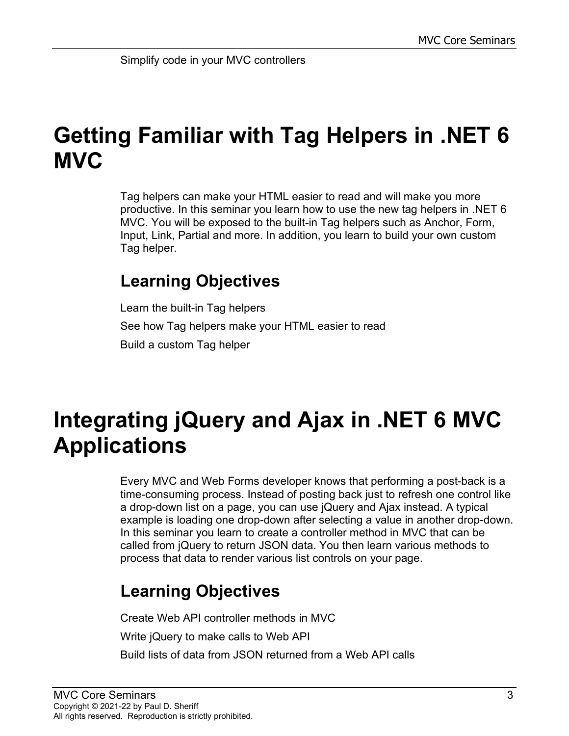Simplify code in your MVC controllers

# Getting Familiar with Tag Helpers in .NET 6 MVC

Tag helpers can make your HTML easier to read and will make you more productive. In this seminar you learn how to use the new tag helpers in .NET 6 MVC. You will be exposed to the built-in Tag helpers such as Anchor, Form, Input, Link, Partial and more. In addition, you learn to build your own custom Tag helper.

## Learning Objectives

Learn the built-in Tag helpers

See how Tag helpers make your HTML easier to read

Build a custom Tag helper

# Integrating jQuery and Ajax in .NET 6 MVC Applications

Every MVC and Web Forms developer knows that performing a post-back is a time-consuming process. Instead of posting back just to refresh one control like a drop-down list on a page, you can use jQuery and Ajax instead. A typical example is loading one drop-down after selecting a value in another drop-down. In this seminar you learn to create a controller method in MVC that can be called from jQuery to return JSON data. You then learn various methods to process that data to render various list controls on your page.

## Learning Objectives

Create Web API controller methods in MVC

Write jQuery to make calls to Web API

Build lists of data from JSON returned from a Web API calls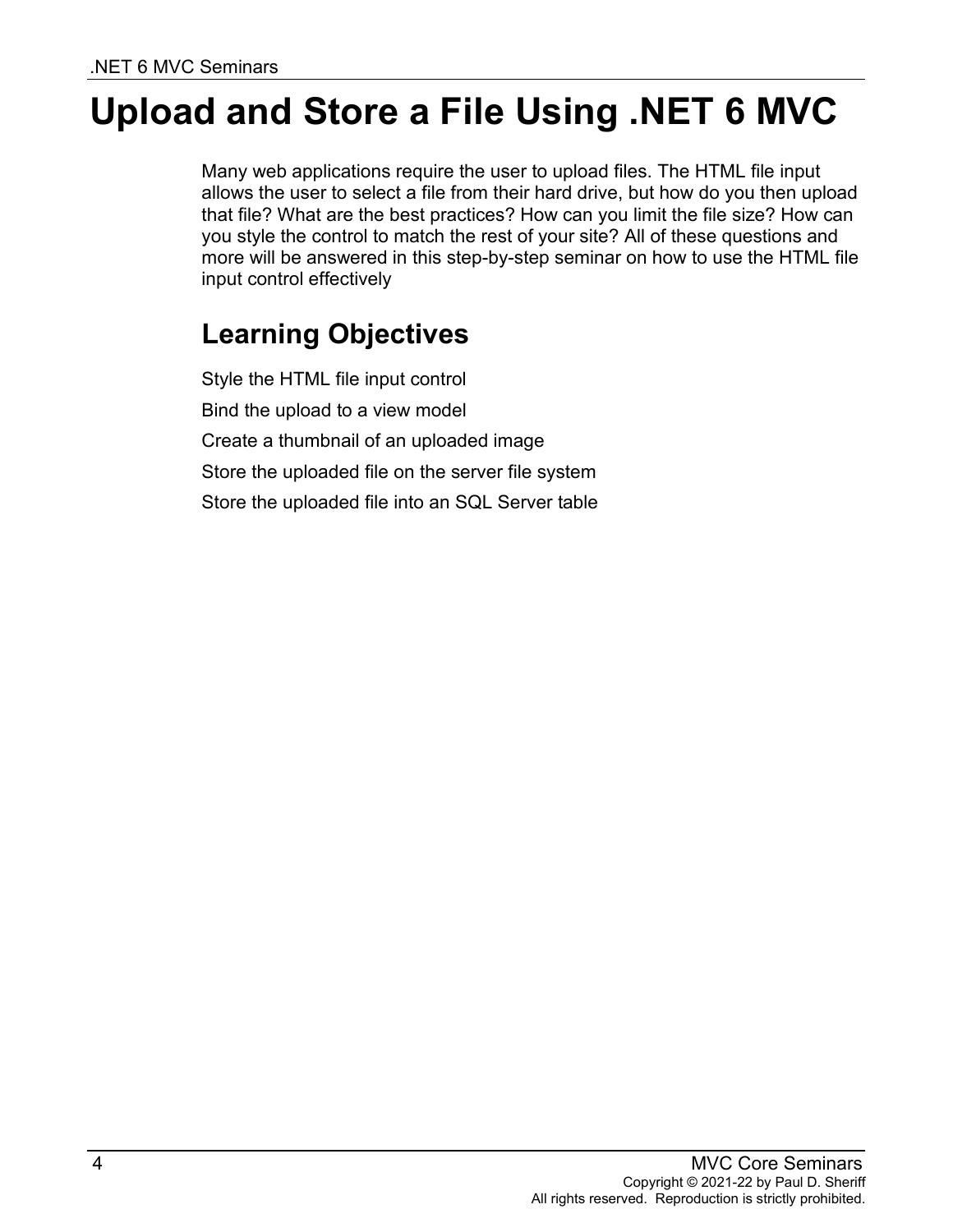# Upload and Store a File Using .NET 6 MVC

Many web applications require the user to upload files. The HTML file input allows the user to select a file from their hard drive, but how do you then upload that file? What are the best practices? How can you limit the file size? How can you style the control to match the rest of your site? All of these questions and more will be answered in this step-by-step seminar on how to use the HTML file input control effectively

## Learning Objectives

Style the HTML file input control

Bind the upload to a view model

Create a thumbnail of an uploaded image

Store the uploaded file on the server file system

Store the uploaded file into an SQL Server table